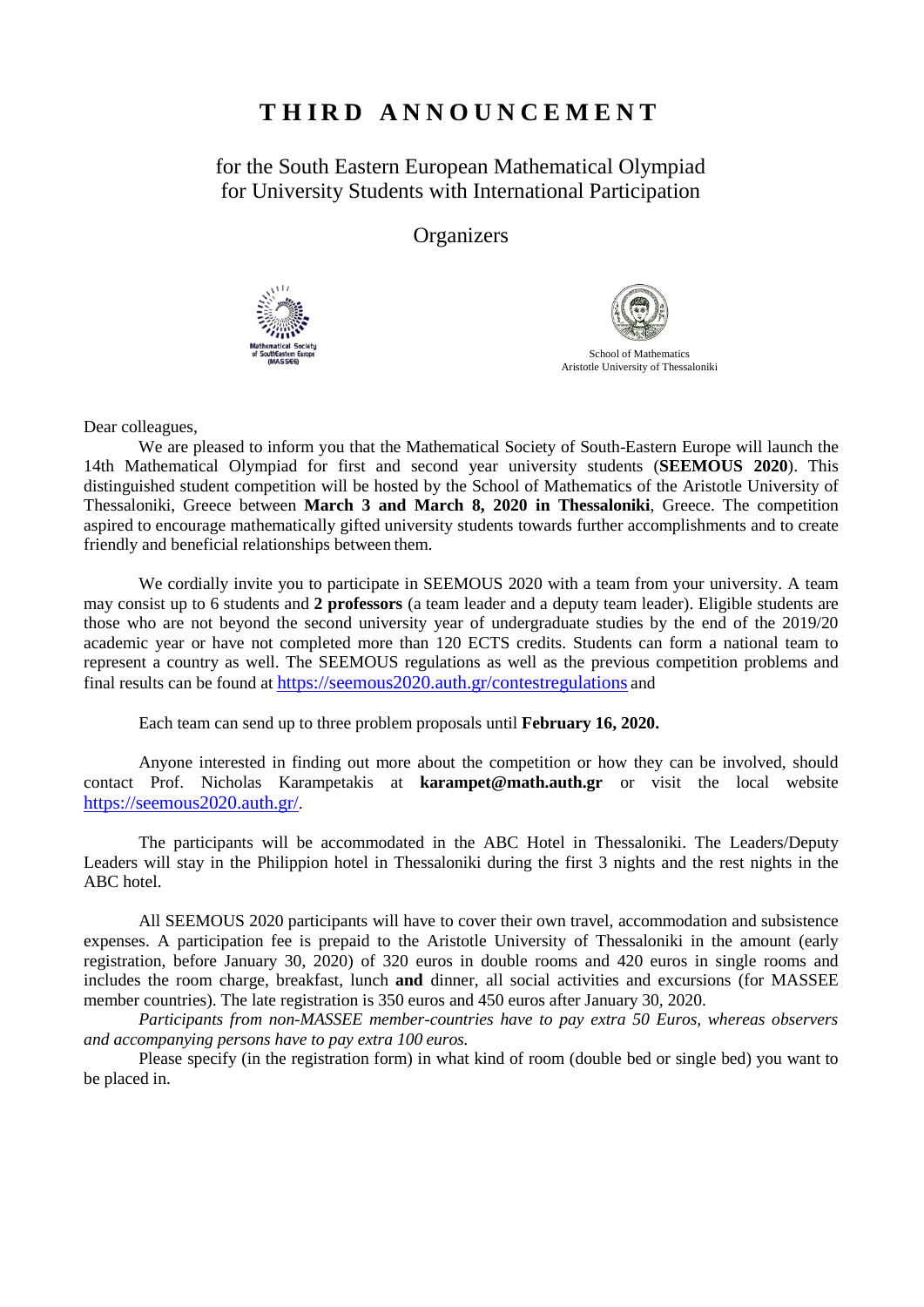# THIRD ANNOUNCEMENT

## for the South Eastern European Mathematical Olympiad for University Students with International Participation

### Organizers

Mathematical Society of SouthEastern Europe (MASSEE)

School of Mathematics
Aristotle University of Thessaloniki

Dear colleagues,

We are pleased to inform you that the Mathematical Society of South-Eastern Europe will launch the 14th Mathematical Olympiad for first and second year university students (**SEEMOUS 2020**). This distinguished student competition will be hosted by the School of Mathematics of the Aristotle University of Thessaloniki, Greece between **March 3 and March 8, 2020 in Thessaloniki**, Greece. The competition aspired to encourage mathematically gifted university students towards further accomplishments and to create friendly and beneficial relationships between them.

We cordially invite you to participate in SEEMOUS 2020 with a team from your university. A team may consist up to 6 students and **2 professors** (a team leader and a deputy team leader). Eligible students are those who are not beyond the second university year of undergraduate studies by the end of the 2019/20 academic year or have not completed more than 120 ECTS credits. Students can form a national team to represent a country as well. The SEEMOUS regulations as well as the previous competition problems and final results can be found at https://seemous2020.auth.gr/contestregulations and

Each team can send up to three problem proposals until **February 16, 2020.**

Anyone interested in finding out more about the competition or how they can be involved, should contact Prof. Nicholas Karampetakis at **karampet@math.auth.gr** or visit the local website https://seemous2020.auth.gr/.

The participants will be accommodated in the ABC Hotel in Thessaloniki. The Leaders/Deputy Leaders will stay in the Philippion hotel in Thessaloniki during the first 3 nights and the rest nights in the ABC hotel.

All SEEMOUS 2020 participants will have to cover their own travel, accommodation and subsistence expenses. A participation fee is prepaid to the Aristotle University of Thessaloniki in the amount (early registration, before January 30, 2020) of 320 euros in double rooms and 420 euros in single rooms and includes the room charge, breakfast, lunch **and** dinner, all social activities and excursions (for MASSEE member countries). The late registration is 350 euros and 450 euros after January 30, 2020.

*Participants from non-MASSEE member-countries have to pay extra 50 Euros, whereas observers and accompanying persons have to pay extra 100 euros.*

Please specify (in the registration form) in what kind of room (double bed or single bed) you want to be placed in.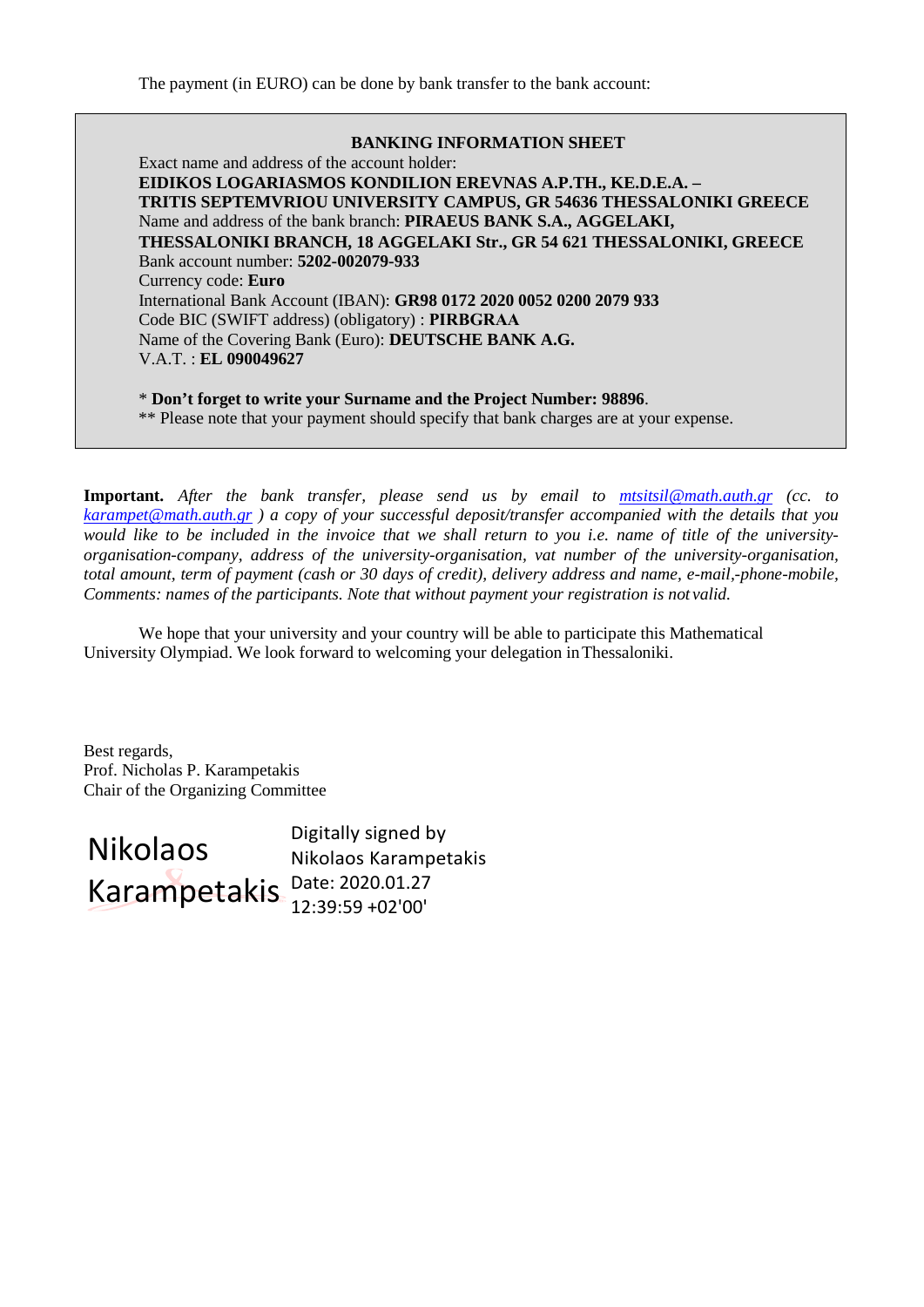The payment (in EURO) can be done by bank transfer to the bank account:

**BANKING INFORMATION SHEET**

Exact name and address of the account holder:
**EIDIKOS LOGARIASMOS KONDILION EREVNAS A.P.TH., KE.D.E.A. – TRITIS SEPTEMVRIOU UNIVERSITY CAMPUS, GR 54636 THESSALONIKI GREECE**
Name and address of the bank branch: **PIRAEUS BANK S.A., AGGELAKI, THESSALONIKI BRANCH, 18 AGGELAKI Str., GR 54 621 THESSALONIKI, GREECE**
Bank account number: **5202-002079-933**
Currency code: **Euro**
International Bank Account (IBAN): **GR98 0172 2020 0052 0200 2079 933**
Code BIC (SWIFT address) (obligatory) : **PIRBGRAA**
Name of the Covering Bank (Euro): **DEUTSCHE BANK A.G.**
V.A.T. : **EL 090049627**

* **Don't forget to write your Surname and the Project Number: 98896**.
** Please note that your payment should specify that bank charges are at your expense.

**Important.** *After the bank transfer, please send us by email to [mtsitsil@math.auth.gr](mailto:mtsitsil@math.auth.gr) (cc. to [karampet@math.auth.gr](mailto:karampet@math.auth.gr) ) a copy of your successful deposit/transfer accompanied with the details that you would like to be included in the invoice that we shall return to you i.e. name of title of the university-organisation-company, address of the university-organisation, vat number of the university-organisation, total amount, term of payment (cash or 30 days of credit), delivery address and name, e-mail,-phone-mobile, Comments: names of the participants. Note that without payment your registration is not valid.*

We hope that your university and your country will be able to participate this Mathematical University Olympiad. We look forward to welcoming your delegation in Thessaloniki.

Best regards,
Prof. Nicholas P. Karampetakis
Chair of the Organizing Committee

Nikolaos Karampetakis

Digitally signed by Nikolaos Karampetakis
Date: 2020.01.27 12:39:59 +02'00'